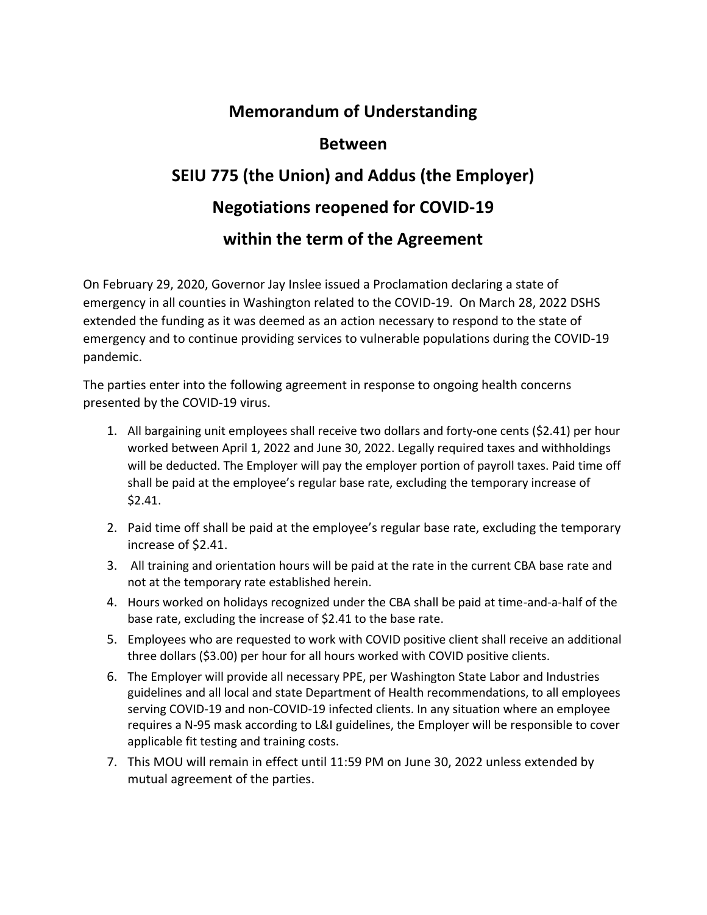# Memorandum of Understanding

# Between

# SEIU 775 (the Union) and Addus (the Employer)

# Negotiations reopened for COVID-19

# within the term of the Agreement

On February 29, 2020, Governor Jay Inslee issued a Proclamation declaring a state of emergency in all counties in Washington related to the COVID-19. On March 28, 2022 DSHS extended the funding as it was deemed as an action necessary to respond to the state of emergency and to continue providing services to vulnerable populations during the COVID-19 pandemic.

The parties enter into the following agreement in response to ongoing health concerns presented by the COVID-19 virus.

1. All bargaining unit employees shall receive two dollars and forty-one cents ($2.41) per hour worked between April 1, 2022 and June 30, 2022. Legally required taxes and withholdings will be deducted. The Employer will pay the employer portion of payroll taxes. Paid time off shall be paid at the employee's regular base rate, excluding the temporary increase of $2.41.
2. Paid time off shall be paid at the employee's regular base rate, excluding the temporary increase of $2.41.
3. All training and orientation hours will be paid at the rate in the current CBA base rate and not at the temporary rate established herein.
4. Hours worked on holidays recognized under the CBA shall be paid at time-and-a-half of the base rate, excluding the increase of $2.41 to the base rate.
5. Employees who are requested to work with COVID positive client shall receive an additional three dollars ($3.00) per hour for all hours worked with COVID positive clients.
6. The Employer will provide all necessary PPE, per Washington State Labor and Industries guidelines and all local and state Department of Health recommendations, to all employees serving COVID-19 and non-COVID-19 infected clients. In any situation where an employee requires a N-95 mask according to L&I guidelines, the Employer will be responsible to cover applicable fit testing and training costs.
7. This MOU will remain in effect until 11:59 PM on June 30, 2022 unless extended by mutual agreement of the parties.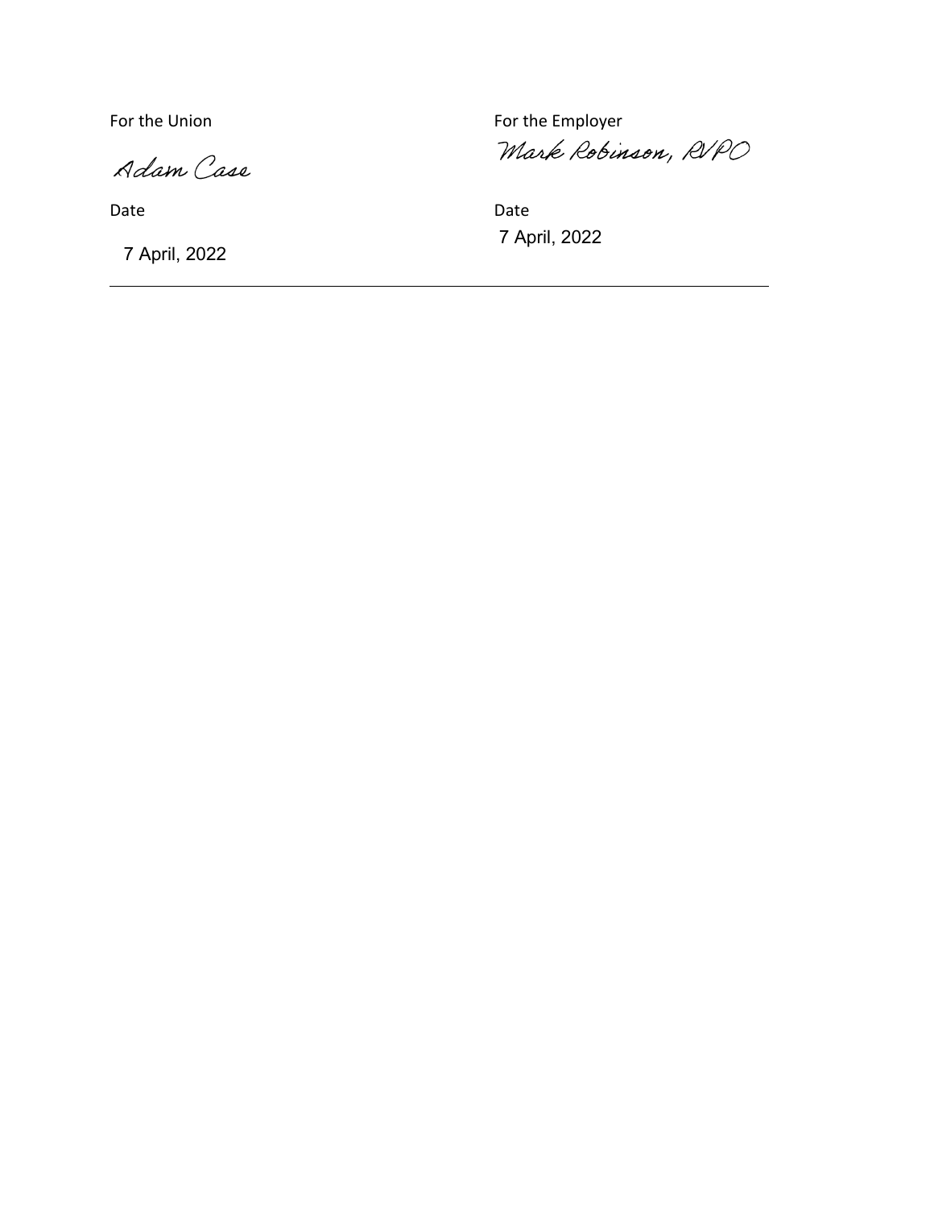| For the Union | For the Employer |
| --- | --- |
| Adam Case | Mark Robinson, RVPO |
| Date | Date |
| 7 April, 2022 | 7 April, 2022 |

---